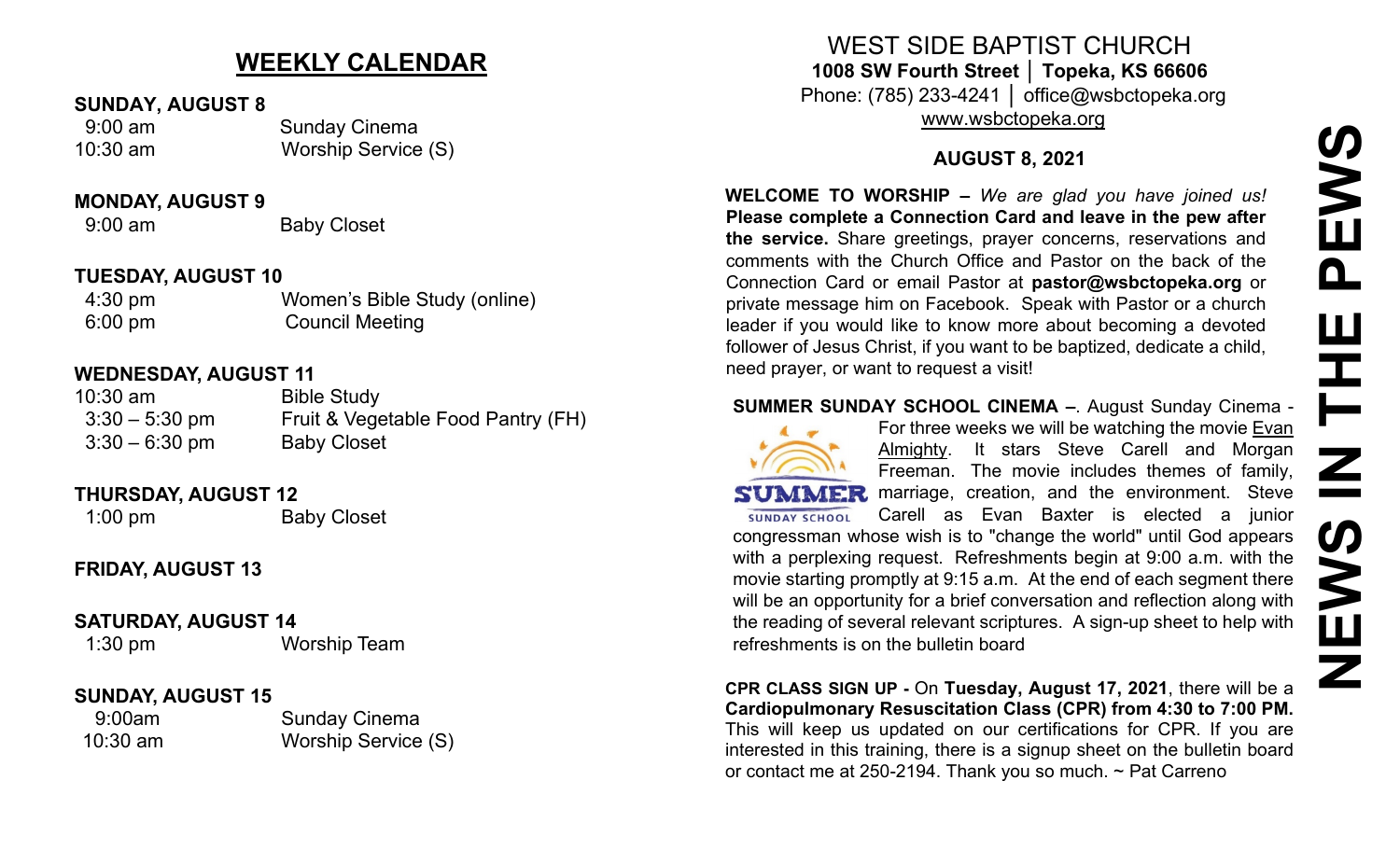## WEEKLY CALENDAR

**SUNDAY, AUGUST 8**

| | |
|---|---|
| 9:00 am | Sunday Cinema |
| 10:30 am | Worship Service (S) |

**MONDAY, AUGUST 9**

| | |
|---|---|
| 9:00 am | Baby Closet |

**TUESDAY, AUGUST 10**

| | |
|---|---|
| 4:30 pm | Women's Bible Study (online) |
| 6:00 pm | Council Meeting |

**WEDNESDAY, AUGUST 11**

| | |
|---|---|
| 10:30 am | Bible Study |
| 3:30 – 5:30 pm | Fruit & Vegetable Food Pantry (FH) |
| 3:30 – 6:30 pm | Baby Closet |

**THURSDAY, AUGUST 12**

| | |
|---|---|
| 1:00 pm | Baby Closet |

**FRIDAY, AUGUST 13**

**SATURDAY, AUGUST 14**

| | |
|---|---|
| 1:30 pm | Worship Team |

**SUNDAY, AUGUST 15**

| | |
|---|---|
| 9:00am | Sunday Cinema |
| 10:30 am | Worship Service (S) |

# WEST SIDE BAPTIST CHURCH

**1008 SW Fourth Street │ Topeka, KS 66606**

Phone: (785) 233-4241 │ office@wsbctopeka.org

www.wsbctopeka.org

**AUGUST 8, 2021**

**WELCOME TO WORSHIP –** *We are glad you have joined us!* **Please complete a Connection Card and leave in the pew after the service.** Share greetings, prayer concerns, reservations and comments with the Church Office and Pastor on the back of the Connection Card or email Pastor at **pastor@wsbctopeka.org** or private message him on Facebook. Speak with Pastor or a church leader if you would like to know more about becoming a devoted follower of Jesus Christ, if you want to be baptized, dedicate a child, need prayer, or want to request a visit!

**SUMMER SUNDAY SCHOOL CINEMA –**. August Sunday Cinema - For three weeks we will be watching the movie Evan Almighty. It stars Steve Carell and Morgan Freeman. The movie includes themes of family, marriage, creation, and the environment. Steve Carell as Evan Baxter is elected a junior congressman whose wish is to "change the world" until God appears with a perplexing request. Refreshments begin at 9:00 a.m. with the movie starting promptly at 9:15 a.m. At the end of each segment there will be an opportunity for a brief conversation and reflection along with the reading of several relevant scriptures. A sign-up sheet to help with refreshments is on the bulletin board

**CPR CLASS SIGN UP -** On **Tuesday, August 17, 2021**, there will be a **Cardiopulmonary Resuscitation Class (CPR) from 4:30 to 7:00 PM.** This will keep us updated on our certifications for CPR. If you are interested in this training, there is a signup sheet on the bulletin board or contact me at 250-2194. Thank you so much. ~ Pat Carreno

# NEWS IN THE PEWS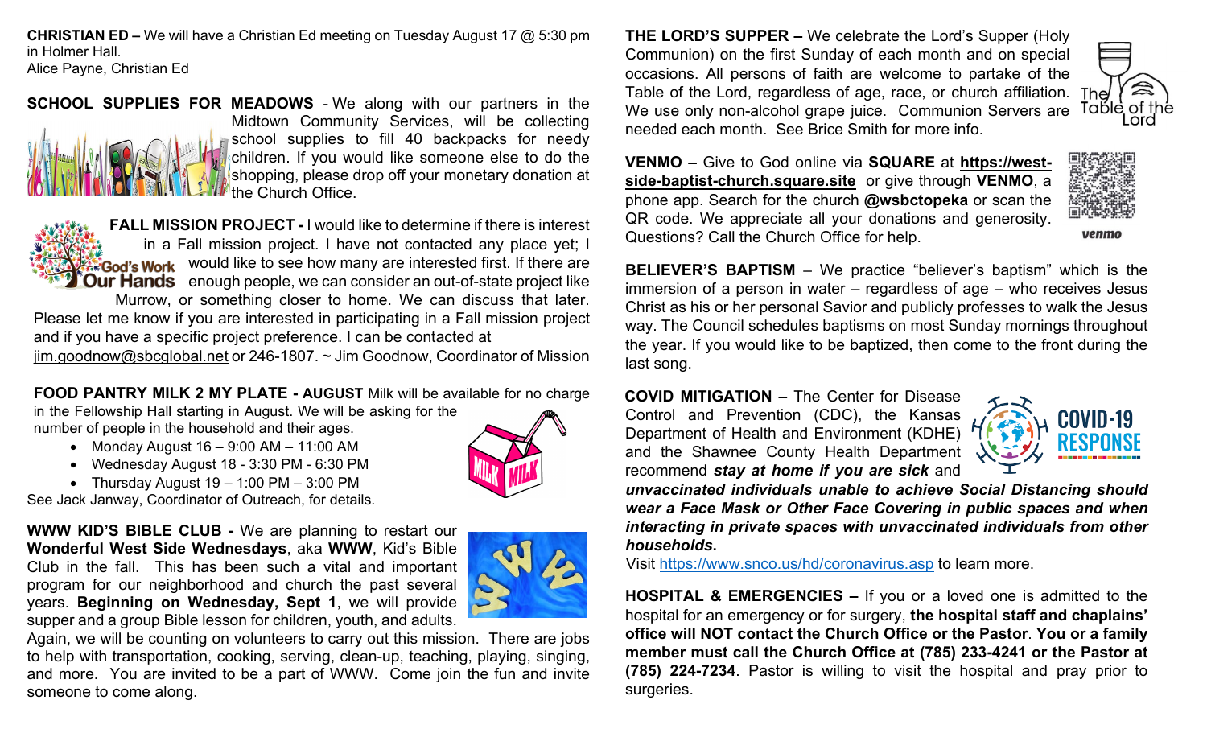**CHRISTIAN ED –** We will have a Christian Ed meeting on Tuesday August 17 @ 5:30 pm in Holmer Hall.
Alice Payne, Christian Ed

**SCHOOL SUPPLIES FOR MEADOWS** - We along with our partners in the Midtown Community Services, will be collecting school supplies to fill 40 backpacks for needy children. If you would like someone else to do the shopping, please drop off your monetary donation at the Church Office.

**FALL MISSION PROJECT -** I would like to determine if there is interest in a Fall mission project. I have not contacted any place yet; I would like to see how many are interested first. If there are enough people, we can consider an out-of-state project like Murrow, or something closer to home. We can discuss that later. Please let me know if you are interested in participating in a Fall mission project and if you have a specific project preference. I can be contacted at jim.goodnow@sbcglobal.net or 246-1807. ~ Jim Goodnow, Coordinator of Mission

**FOOD PANTRY MILK 2 MY PLATE - AUGUST** Milk will be available for no charge in the Fellowship Hall starting in August. We will be asking for the number of people in the household and their ages.

- Monday August 16 – 9:00 AM – 11:00 AM
- Wednesday August 18 - 3:30 PM - 6:30 PM
- Thursday August 19 – 1:00 PM – 3:00 PM

See Jack Janway, Coordinator of Outreach, for details.

**WWW KID'S BIBLE CLUB -** We are planning to restart our **Wonderful West Side Wednesdays**, aka **WWW**, Kid's Bible Club in the fall. This has been such a vital and important program for our neighborhood and church the past several years. **Beginning on Wednesday, Sept 1**, we will provide supper and a group Bible lesson for children, youth, and adults. Again, we will be counting on volunteers to carry out this mission. There are jobs to help with transportation, cooking, serving, clean-up, teaching, playing, singing, and more. You are invited to be a part of WWW. Come join the fun and invite someone to come along.

**THE LORD'S SUPPER –** We celebrate the Lord's Supper (Holy Communion) on the first Sunday of each month and on special occasions. All persons of faith are welcome to partake of the Table of the Lord, regardless of age, race, or church affiliation. We use only non-alcohol grape juice. Communion Servers are needed each month. See Brice Smith for more info.

**VENMO –** Give to God online via **SQUARE** at **https://west-side-baptist-church.square.site** or give through **VENMO**, a phone app. Search for the church **@wsbctopeka** or scan the QR code. We appreciate all your donations and generosity. Questions? Call the Church Office for help.

**BELIEVER'S BAPTISM** – We practice "believer's baptism" which is the immersion of a person in water – regardless of age – who receives Jesus Christ as his or her personal Savior and publicly professes to walk the Jesus way. The Council schedules baptisms on most Sunday mornings throughout the year. If you would like to be baptized, then come to the front during the last song.

**COVID MITIGATION –** The Center for Disease Control and Prevention (CDC), the Kansas Department of Health and Environment (KDHE) and the Shawnee County Health Department recommend ***stay at home if you are sick*** and ***unvaccinated individuals unable to achieve Social Distancing should wear a Face Mask or Other Face Covering in public spaces and when interacting in private spaces with unvaccinated individuals from other households.***
Visit https://www.snco.us/hd/coronavirus.asp to learn more.

**HOSPITAL & EMERGENCIES –** If you or a loved one is admitted to the hospital for an emergency or for surgery, **the hospital staff and chaplains' office will NOT contact the Church Office or the Pastor**. **You or a family member must call the Church Office at (785) 233-4241 or the Pastor at (785) 224-7234**. Pastor is willing to visit the hospital and pray prior to surgeries.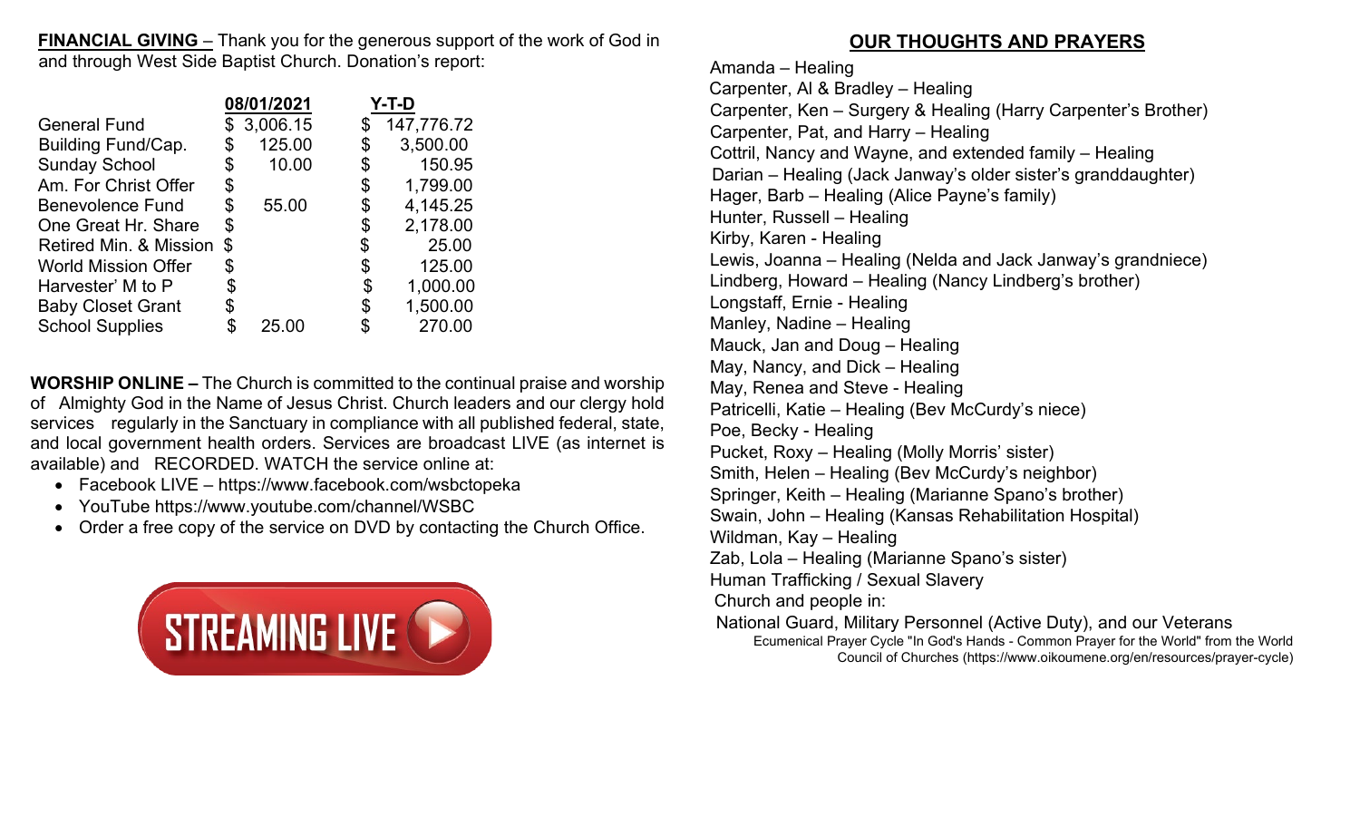**FINANCIAL GIVING** – Thank you for the generous support of the work of God in and through West Side Baptist Church. Donation's report:

| | 08/01/2021 | Y-T-D |
|---|---|---|
| General Fund | $ 3,006.15 | $ 147,776.72 |
| Building Fund/Cap. | $ 125.00 | $ 3,500.00 |
| Sunday School | $ 10.00 | $ 150.95 |
| Am. For Christ Offer | $ | $ 1,799.00 |
| Benevolence Fund | $ 55.00 | $ 4,145.25 |
| One Great Hr. Share | $ | $ 2,178.00 |
| Retired Min. & Mission | $ | $ 25.00 |
| World Mission Offer | $ | $ 125.00 |
| Harvester' M to P | $ | $ 1,000.00 |
| Baby Closet Grant | $ | $ 1,500.00 |
| School Supplies | $ 25.00 | $ 270.00 |

**WORSHIP ONLINE –** The Church is committed to the continual praise and worship of Almighty God in the Name of Jesus Christ. Church leaders and our clergy hold services regularly in the Sanctuary in compliance with all published federal, state, and local government health orders. Services are broadcast LIVE (as internet is available) and RECORDED. WATCH the service online at:

- Facebook LIVE – https://www.facebook.com/wsbctopeka
- YouTube https://www.youtube.com/channel/WSBC
- Order a free copy of the service on DVD by contacting the Church Office.

STREAMING LIVE

## OUR THOUGHTS AND PRAYERS

Amanda – Healing
Carpenter, Al & Bradley – Healing
Carpenter, Ken – Surgery & Healing (Harry Carpenter's Brother)
Carpenter, Pat, and Harry – Healing
Cottril, Nancy and Wayne, and extended family – Healing
Darian – Healing (Jack Janway's older sister's granddaughter)
Hager, Barb – Healing (Alice Payne's family)
Hunter, Russell – Healing
Kirby, Karen - Healing
Lewis, Joanna – Healing (Nelda and Jack Janway's grandniece)
Lindberg, Howard – Healing (Nancy Lindberg's brother)
Longstaff, Ernie - Healing
Manley, Nadine – Healing
Mauck, Jan and Doug – Healing
May, Nancy, and Dick – Healing
May, Renea and Steve - Healing
Patricelli, Katie – Healing (Bev McCurdy's niece)
Poe, Becky - Healing
Pucket, Roxy – Healing (Molly Morris' sister)
Smith, Helen – Healing (Bev McCurdy's neighbor)
Springer, Keith – Healing (Marianne Spano's brother)
Swain, John – Healing (Kansas Rehabilitation Hospital)
Wildman, Kay – Healing
Zab, Lola – Healing (Marianne Spano's sister)
Human Trafficking / Sexual Slavery
Church and people in:
National Guard, Military Personnel (Active Duty), and our Veterans

Ecumenical Prayer Cycle "In God's Hands - Common Prayer for the World" from the World Council of Churches (https://www.oikoumene.org/en/resources/prayer-cycle)